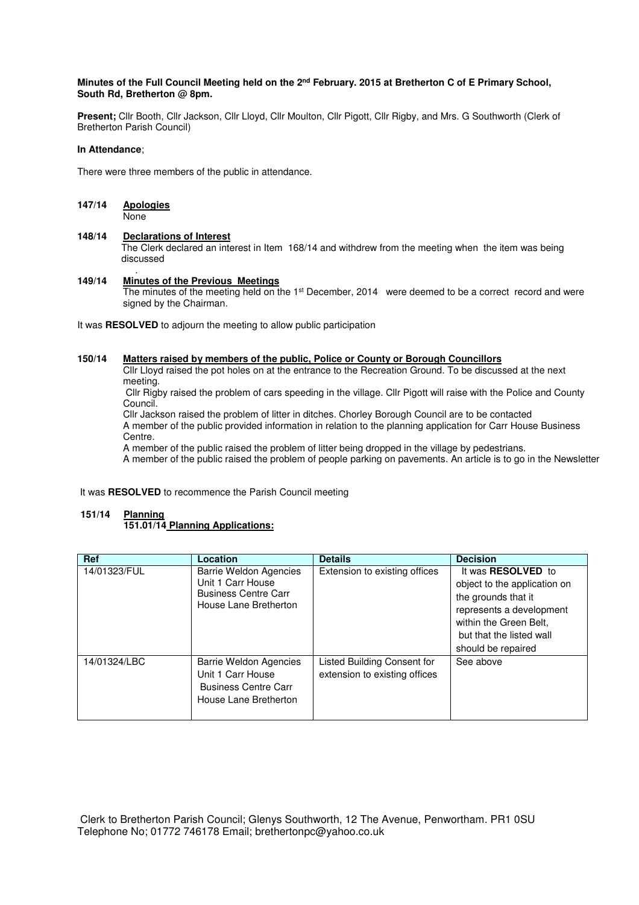**Minutes of the Full Council Meeting held on the 2nd February. 2015 at Bretherton C of E Primary School, South Rd, Bretherton @ 8pm.**

**Present;** Cllr Booth, Cllr Jackson, Cllr Lloyd, Cllr Moulton, Cllr Pigott, Cllr Rigby, and Mrs. G Southworth (Clerk of Bretherton Parish Council)

**In Attendance**;

There were three members of the public in attendance.

**147/14 Apologies**

None

**148/14 Declarations of Interest**

The Clerk declared an interest in Item 168/14 and withdrew from the meeting when the item was being discussed

**149/14 Minutes of the Previous Meetings**

The minutes of the meeting held on the 1st December, 2014 were deemed to be a correct record and were signed by the Chairman.

It was **RESOLVED** to adjourn the meeting to allow public participation

**150/14 Matters raised by members of the public, Police or County or Borough Councillors**

Cllr Lloyd raised the pot holes on at the entrance to the Recreation Ground. To be discussed at the next meeting.

Cllr Rigby raised the problem of cars speeding in the village. Cllr Pigott will raise with the Police and County Council.

Cllr Jackson raised the problem of litter in ditches. Chorley Borough Council are to be contacted

A member of the public provided information in relation to the planning application for Carr House Business Centre.

A member of the public raised the problem of litter being dropped in the village by pedestrians.

A member of the public raised the problem of people parking on pavements. An article is to go in the Newsletter

It was **RESOLVED** to recommence the Parish Council meeting

**151/14 Planning**

**151.01/14 Planning Applications:**

| Ref | Location | Details | Decision |
|---|---|---|---|
| 14/01323/FUL | Barrie Weldon Agencies Unit 1 Carr House Business Centre Carr House Lane Bretherton | Extension to existing offices | It was **RESOLVED** to object to the application on the grounds that it represents a development within the Green Belt, but that the listed wall should be repaired |
| 14/01324/LBC | Barrie Weldon Agencies Unit 1 Carr House Business Centre Carr House Lane Bretherton | Listed Building Consent for extension to existing offices | See above |

Clerk to Bretherton Parish Council; Glenys Southworth, 12 The Avenue, Penwortham. PR1 0SU
Telephone No; 01772 746178 Email; brethertonpc@yahoo.co.uk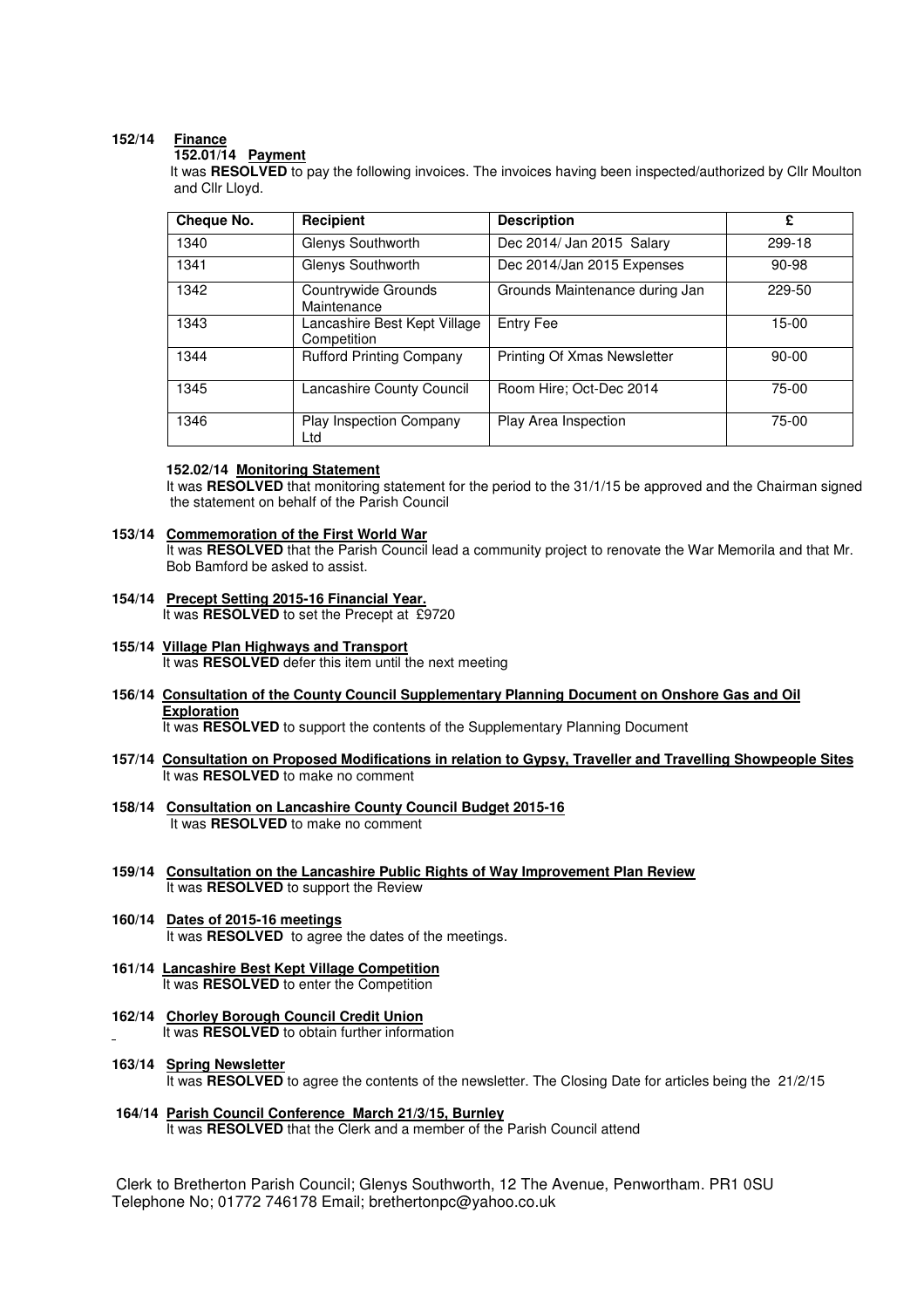**152/14 Finance**

**152.01/14 Payment**

It was **RESOLVED** to pay the following invoices. The invoices having been inspected/authorized by Cllr Moulton and Cllr Lloyd.

| Cheque No. | Recipient | Description | £ |
|---|---|---|---|
| 1340 | Glenys Southworth | Dec 2014/ Jan 2015 Salary | 299-18 |
| 1341 | Glenys Southworth | Dec 2014/Jan 2015 Expenses | 90-98 |
| 1342 | Countrywide Grounds Maintenance | Grounds Maintenance during Jan | 229-50 |
| 1343 | Lancashire Best Kept Village Competition | Entry Fee | 15-00 |
| 1344 | Rufford Printing Company | Printing Of Xmas Newsletter | 90-00 |
| 1345 | Lancashire County Council | Room Hire; Oct-Dec 2014 | 75-00 |
| 1346 | Play Inspection Company Ltd | Play Area Inspection | 75-00 |

**152.02/14 Monitoring Statement**

It was **RESOLVED** that monitoring statement for the period to the 31/1/15 be approved and the Chairman signed the statement on behalf of the Parish Council

**153/14 Commemoration of the First World War**

It was **RESOLVED** that the Parish Council lead a community project to renovate the War Memorila and that Mr. Bob Bamford be asked to assist.

**154/14 Precept Setting 2015-16 Financial Year.**

It was **RESOLVED** to set the Precept at £9720

**155/14 Village Plan Highways and Transport**

It was **RESOLVED** defer this item until the next meeting

**156/14 Consultation of the County Council Supplementary Planning Document on Onshore Gas and Oil Exploration**

It was **RESOLVED** to support the contents of the Supplementary Planning Document

**157/14 Consultation on Proposed Modifications in relation to Gypsy, Traveller and Travelling Showpeople Sites**

It was **RESOLVED** to make no comment

**158/14 Consultation on Lancashire County Council Budget 2015-16**

It was **RESOLVED** to make no comment

**159/14 Consultation on the Lancashire Public Rights of Way Improvement Plan Review**

It was **RESOLVED** to support the Review

**160/14 Dates of 2015-16 meetings**

It was **RESOLVED** to agree the dates of the meetings.

**161/14 Lancashire Best Kept Village Competition**

It was **RESOLVED** to enter the Competition

**162/14 Chorley Borough Council Credit Union**

It was **RESOLVED** to obtain further information

**163/14 Spring Newsletter**

It was **RESOLVED** to agree the contents of the newsletter. The Closing Date for articles being the 21/2/15

**164/14 Parish Council Conference March 21/3/15, Burnley**

It was **RESOLVED** that the Clerk and a member of the Parish Council attend

Clerk to Bretherton Parish Council; Glenys Southworth, 12 The Avenue, Penwortham. PR1 0SU
Telephone No; 01772 746178 Email; brethertonpc@yahoo.co.uk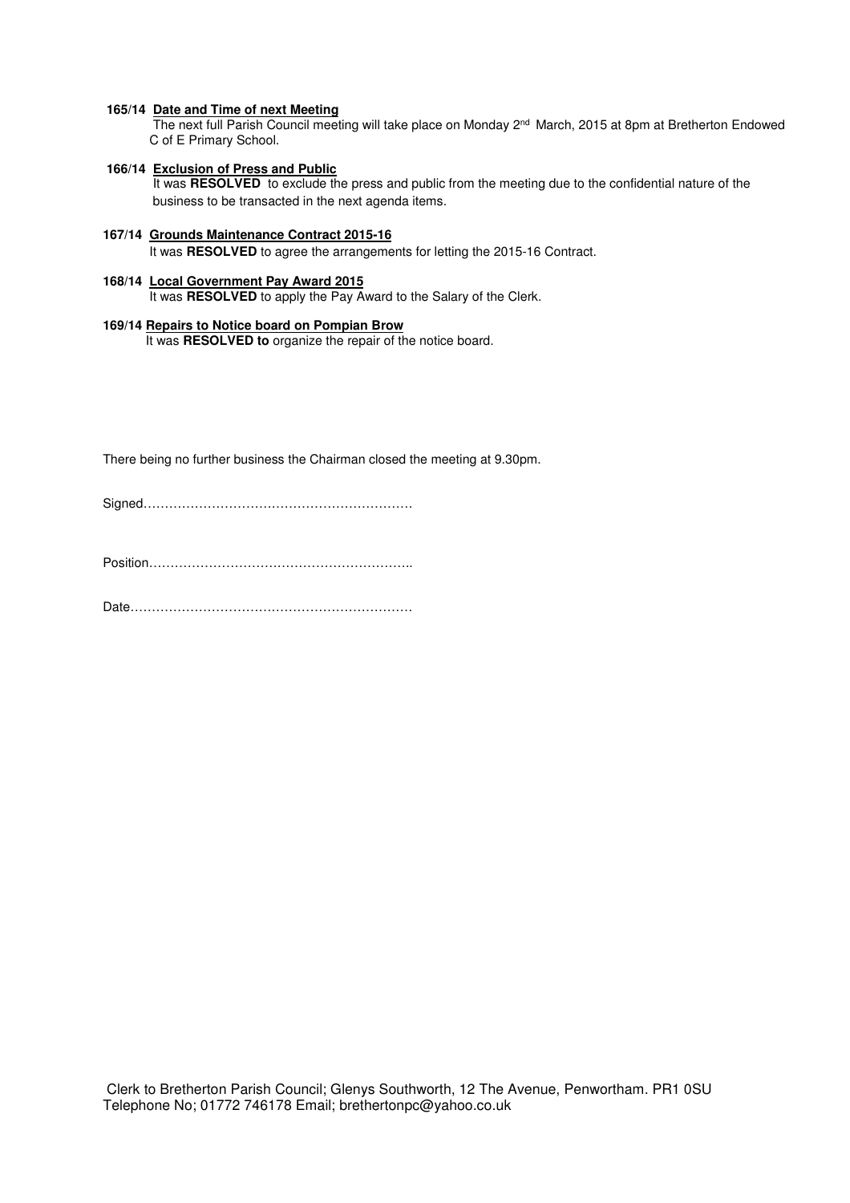**165/14 Date and Time of next Meeting**

The next full Parish Council meeting will take place on Monday 2nd March, 2015 at 8pm at Bretherton Endowed C of E Primary School.

**166/14 Exclusion of Press and Public**

It was **RESOLVED** to exclude the press and public from the meeting due to the confidential nature of the business to be transacted in the next agenda items.

**167/14 Grounds Maintenance Contract 2015-16**

It was **RESOLVED** to agree the arrangements for letting the 2015-16 Contract.

**168/14 Local Government Pay Award 2015**

It was **RESOLVED** to apply the Pay Award to the Salary of the Clerk.

**169/14 Repairs to Notice board on Pompian Brow**

It was **RESOLVED to** organize the repair of the notice board.

There being no further business the Chairman closed the meeting at 9.30pm.

Signed……………………………………………………

Position…………………………………………………..

Date…………………………………………………………

Clerk to Bretherton Parish Council; Glenys Southworth, 12 The Avenue, Penwortham. PR1 0SU
Telephone No; 01772 746178 Email; brethertonpc@yahoo.co.uk